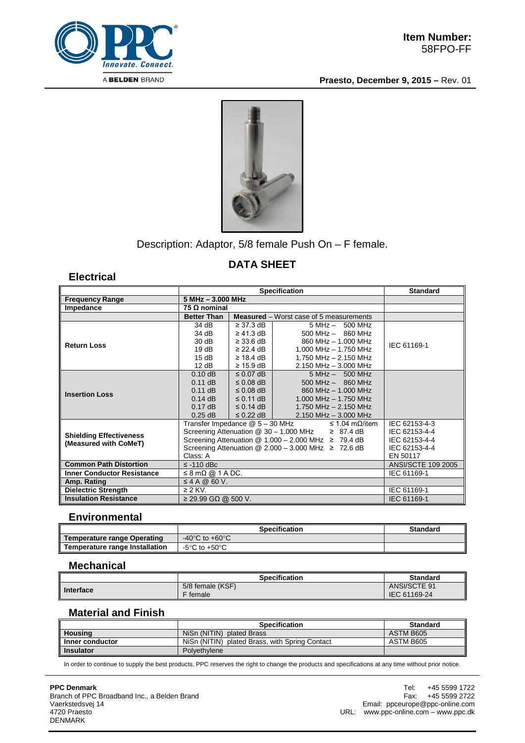**Item Number:**
58FPO-FF

**Praesto, December 9, 2015 –** Rev. 01

Description: Adaptor, 5/8 female Push On – F female.

## DATA SHEET

### Electrical

| | Specification | | | Standard |
|---|---|---|---|---|
| **Frequency Range** | **5 MHz – 3.000 MHz** | | | |
| **Impedance** | **75 Ω nominal** | | | |
| | **Better Than** | **Measured** – Worst case of 5 measurements | | |
| **Return Loss** | 34 dB | ≥ 37.3 dB | 5 MHz – 500 MHz | IEC 61169-1 |
| | 34 dB | ≥ 41.3 dB | 500 MHz – 860 MHz | |
| | 30 dB | ≥ 33.6 dB | 860 MHz – 1.000 MHz | |
| | 19 dB | ≥ 22.4 dB | 1.000 MHz – 1.750 MHz | |
| | 15 dB | ≥ 18.4 dB | 1.750 MHz – 2.150 MHz | |
| | 12 dB | ≥ 15.9 dB | 2.150 MHz – 3.000 MHz | |
| **Insertion Loss** | 0.10 dB | ≤ 0.07 dB | 5 MHz – 500 MHz | |
| | 0.11 dB | ≤ 0.08 dB | 500 MHz – 860 MHz | |
| | 0.11 dB | ≤ 0.08 dB | 860 MHz – 1.000 MHz | |
| | 0.14 dB | ≤ 0.11 dB | 1.000 MHz – 1.750 MHz | |
| | 0.17 dB | ≤ 0.14 dB | 1.750 MHz – 2.150 MHz | |
| | 0.25 dB | ≤ 0.22 dB | 2.150 MHz – 3.000 MHz | |
| **Shielding Effectiveness (Measured with CoMeT)** | Transfer Impedance @ 5 – 30 MHz ≤ 1.04 mΩ/item | | | IEC 62153-4-3 |
| | Screening Attenuation @ 30 – 1.000 MHz ≥ 87.4 dB | | | IEC 62153-4-4 |
| | Screening Attenuation @ 1.000 – 2.000 MHz ≥ 79.4 dB | | | IEC 62153-4-4 |
| | Screening Attenuation @ 2.000 – 3.000 MHz ≥ 72.6 dB | | | IEC 62153-4-4 |
| | Class: A | | | EN 50117 |
| **Common Path Distortion** | ≤ -110 dBc | | | ANSI/SCTE 109 2005 |
| **Inner Conductor Resistance** | ≤ 8 mΩ @ 1 A DC. | | | IEC 61169-1 |
| **Amp. Rating** | ≤ 4 A @ 60 V. | | | |
| **Dielectric Strength** | ≥ 2 KV. | | | IEC 61169-1 |
| **Insulation Resistance** | ≥ 29.99 GΩ @ 500 V. | | | IEC 61169-1 |

### Environmental

| | Specification | Standard |
|---|---|---|
| **Temperature range Operating** | -40°C to +60°C | |
| **Temperature range Installation** | -5°C to +50°C | |

### Mechanical

| | Specification | Standard |
|---|---|---|
| **Interface** | 5/8 female (KSF) | ANSI/SCTE 91 |
| | F female | IEC 61169-24 |

### Material and Finish

| | Specification | Standard |
|---|---|---|
| **Housing** | NiSn (NITIN) plated Brass | ASTM B605 |
| **Inner conductor** | NiSn (NITIN) plated Brass, with Spring Contact | ASTM B605 |
| **Insulator** | Polyethylene | |

In order to continue to supply the best products, PPC reserves the right to change the products and specifications at any time without prior notice.

**PPC Denmark**
Branch of PPC Broadband Inc., a Belden Brand
Vaerkstedsvej 14
4720 Praesto
DENMARK

Tel: +45 5599 1722
Fax: +45 5599 2722
Email: ppceurope@ppc-online.com
URL: www.ppc-online.com – www.ppc.dk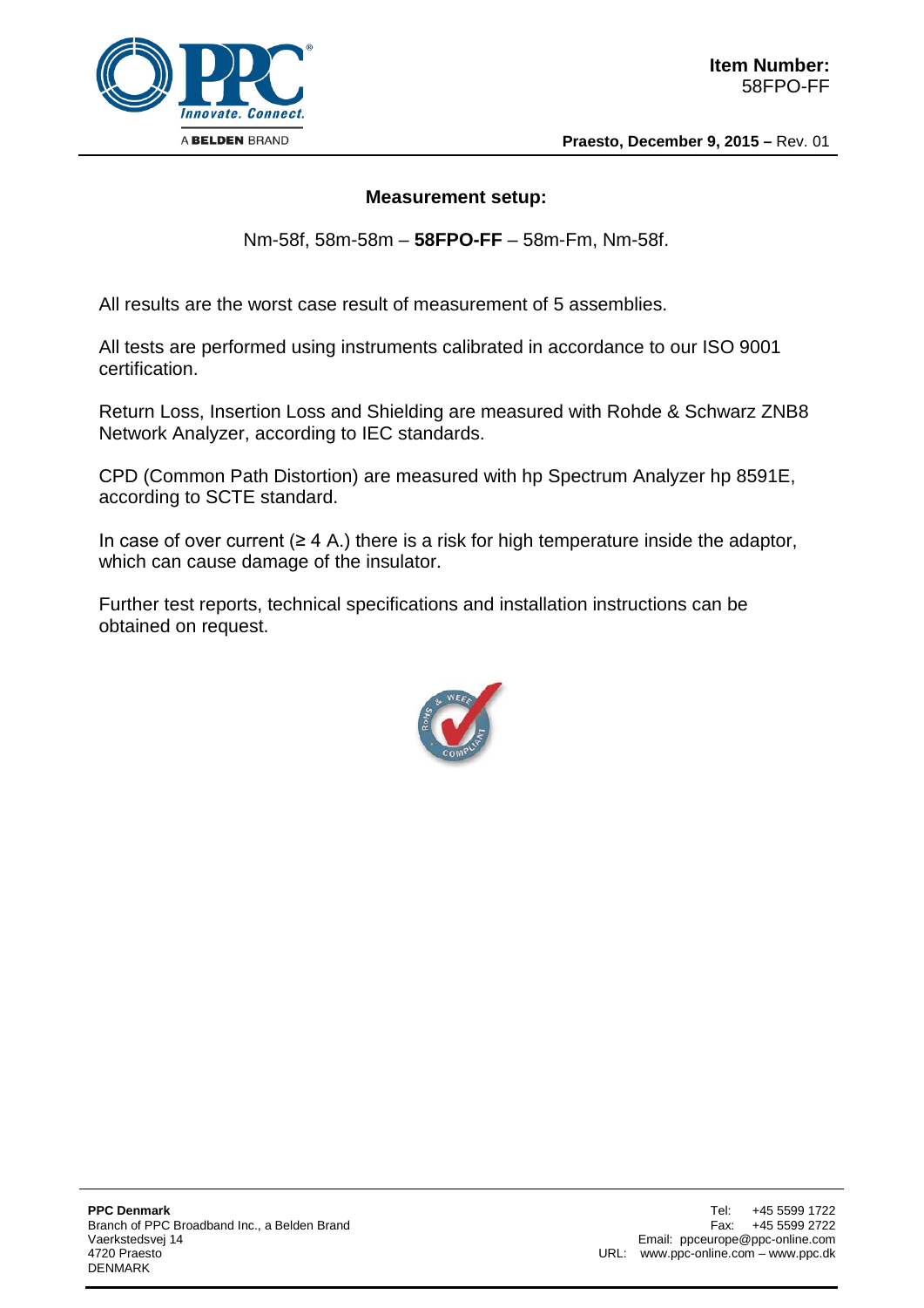## Measurement setup:

Nm-58f, 58m-58m – **58FPO-FF** – 58m-Fm, Nm-58f.

All results are the worst case result of measurement of 5 assemblies.

All tests are performed using instruments calibrated in accordance to our ISO 9001 certification.

Return Loss, Insertion Loss and Shielding are measured with Rohde & Schwarz ZNB8 Network Analyzer, according to IEC standards.

CPD (Common Path Distortion) are measured with hp Spectrum Analyzer hp 8591E, according to SCTE standard.

In case of over current (≥ 4 A.) there is a risk for high temperature inside the adaptor, which can cause damage of the insulator.

Further test reports, technical specifications and installation instructions can be obtained on request.